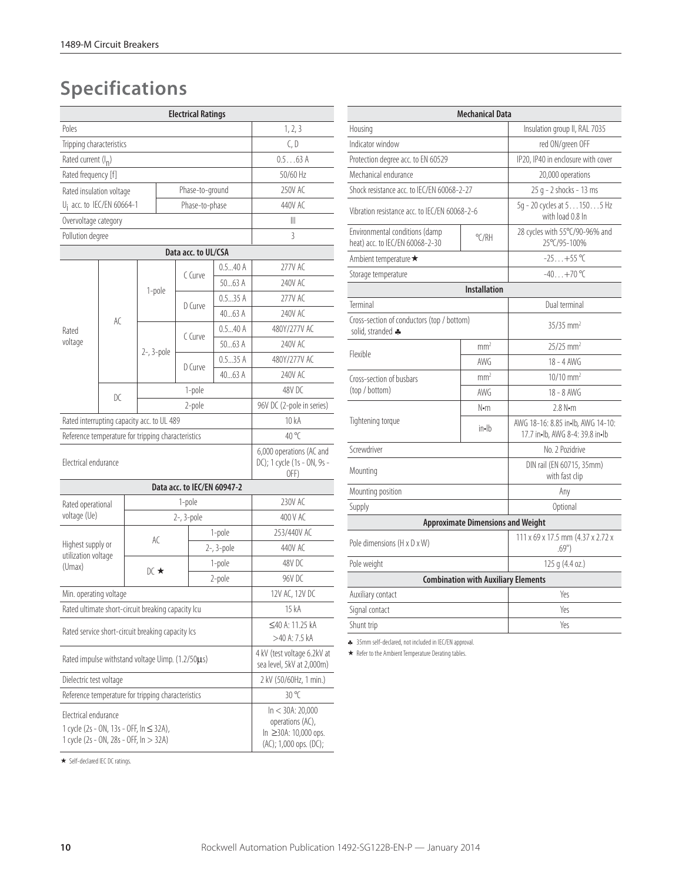# Specifications

| Electrical Ratings | | | | | |
|---|---|---|---|---|---|
| Poles | | | | | 1, 2, 3 |
| Tripping characteristics | | | | | C, D |
| Rated current ($I_n$) | | | | | 0.5…63 A |
| Rated frequency [f] | | | | | 50/60 Hz |
| Rated insulation voltage $U_i$ acc. to IEC/EN 60664-1 | | Phase-to-ground | | | 250V AC |
| | | Phase-to-phase | | | 440V AC |
| Overvoltage category | | | | | III |
| Pollution degree | | | | | 3 |
| **Data acc. to UL/CSA** | | | | | |
| Rated voltage | AC | 1-pole | C Curve | 0.5...40 A | 277V AC |
| | | | | 50...63 A | 240V AC |
| | | | D Curve | 0.5...35 A | 277V AC |
| | | | | 40...63 A | 240V AC |
| | | 2-, 3-pole | C Curve | 0.5...40 A | 480Y/277V AC |
| | | | | 50...63 A | 240V AC |
| | | | D Curve | 0.5...35 A | 480Y/277V AC |
| | | | | 40...63 A | 240V AC |
| | DC | 1-pole | | | 48V DC |
| | | 2-pole | | | 96V DC (2-pole in series) |
| Rated interrupting capacity acc. to UL 489 | | | | | 10 kA |
| Reference temperature for tripping characteristics | | | | | 40 °C |
| Electrical endurance | | | | | 6,000 operations (AC and DC); 1 cycle (1s - ON, 9s - OFF) |
| **Data acc. to IEC/EN 60947-2** | | | | | |
| Rated operational voltage (Ue) | 1-pole | | | | 230V AC |
| | 2-, 3-pole | | | | 400 V AC |
| Highest supply or utilization voltage (Umax) | AC | | 1-pole | | 253/440V AC |
| | | | 2-, 3-pole | | 440V AC |
| | DC ★ | | 1-pole | | 48V DC |
| | | | 2-pole | | 96V DC |
| Min. operating voltage | | | | | 12V AC, 12V DC |
| Rated ultimate short-circuit breaking capacity Icu | | | | | 15 kA |
| Rated service short-circuit breaking capacity Ics | | | | | ≤40 A: 11.25 kA<br>>40 A: 7.5 kA |
| Rated impulse withstand voltage Uimp. (1.2/50μs) | | | | | 4 kV (test voltage 6.2kV at sea level, 5kV at 2,000m) |
| Dielectric test voltage | | | | | 2 kV (50/60Hz, 1 min.) |
| Reference temperature for tripping characteristics | | | | | 30 °C |
| Electrical endurance<br>1 cycle (2s - ON, 13s - OFF, In ≤ 32A),<br>1 cycle (2s - ON, 28s - OFF, In > 32A) | | | | | In < 30A: 20,000 operations (AC),<br>In ≥30A: 10,000 ops. (AC); 1,000 ops. (DC); |

★ Self-declared IEC DC ratings.

| Mechanical Data | | |
|---|---|---|
| Housing | | Insulation group II, RAL 7035 |
| Indicator window | | red ON/green OFF |
| Protection degree acc. to EN 60529 | | IP20, IP40 in enclosure with cover |
| Mechanical endurance | | 20,000 operations |
| Shock resistance acc. to IEC/EN 60068-2-27 | | 25 g - 2 shocks - 13 ms |
| Vibration resistance acc. to IEC/EN 60068-2-6 | | 5g - 20 cycles at 5…150…5 Hz with load 0.8 In |
| Environmental conditions (damp heat) acc. to IEC/EN 60068-2-30 | °C/RH | 28 cycles with 55°C/90-96% and 25°C/95-100% |
| Ambient temperature ★ | | -25…+55 °C |
| Storage temperature | | -40…+70 °C |
| **Installation** | | |
| Terminal | | Dual terminal |
| Cross-section of conductors (top / bottom) solid, stranded ♣ | | 35/35 mm² |
| Flexible | mm² | 25/25 mm² |
| | AWG | 18 - 4 AWG |
| Cross-section of busbars (top / bottom) | mm² | 10/10 mm² |
| | AWG | 18 - 8 AWG |
| Tightening torque | N•m | 2.8 N•m |
| | in•lb | AWG 18-16: 8.85 in•lb, AWG 14-10: 17.7 in•lb, AWG 8-4: 39.8 in•lb |
| Screwdriver | | No. 2 Pozidrive |
| Mounting | | DIN rail (EN 60715, 35mm) with fast clip |
| Mounting position | | Any |
| Supply | | Optional |
| **Approximate Dimensions and Weight** | | |
| Pole dimensions (H x D x W) | | 111 x 69 x 17.5 mm (4.37 x 2.72 x .69") |
| Pole weight | | 125 g (4.4 oz.) |
| **Combination with Auxiliary Elements** | | |
| Auxiliary contact | | Yes |
| Signal contact | | Yes |
| Shunt trip | | Yes |

♣ 35mm self-declared, not included in IEC/EN approval.

★ Refer to the Ambient Temperature Derating tables.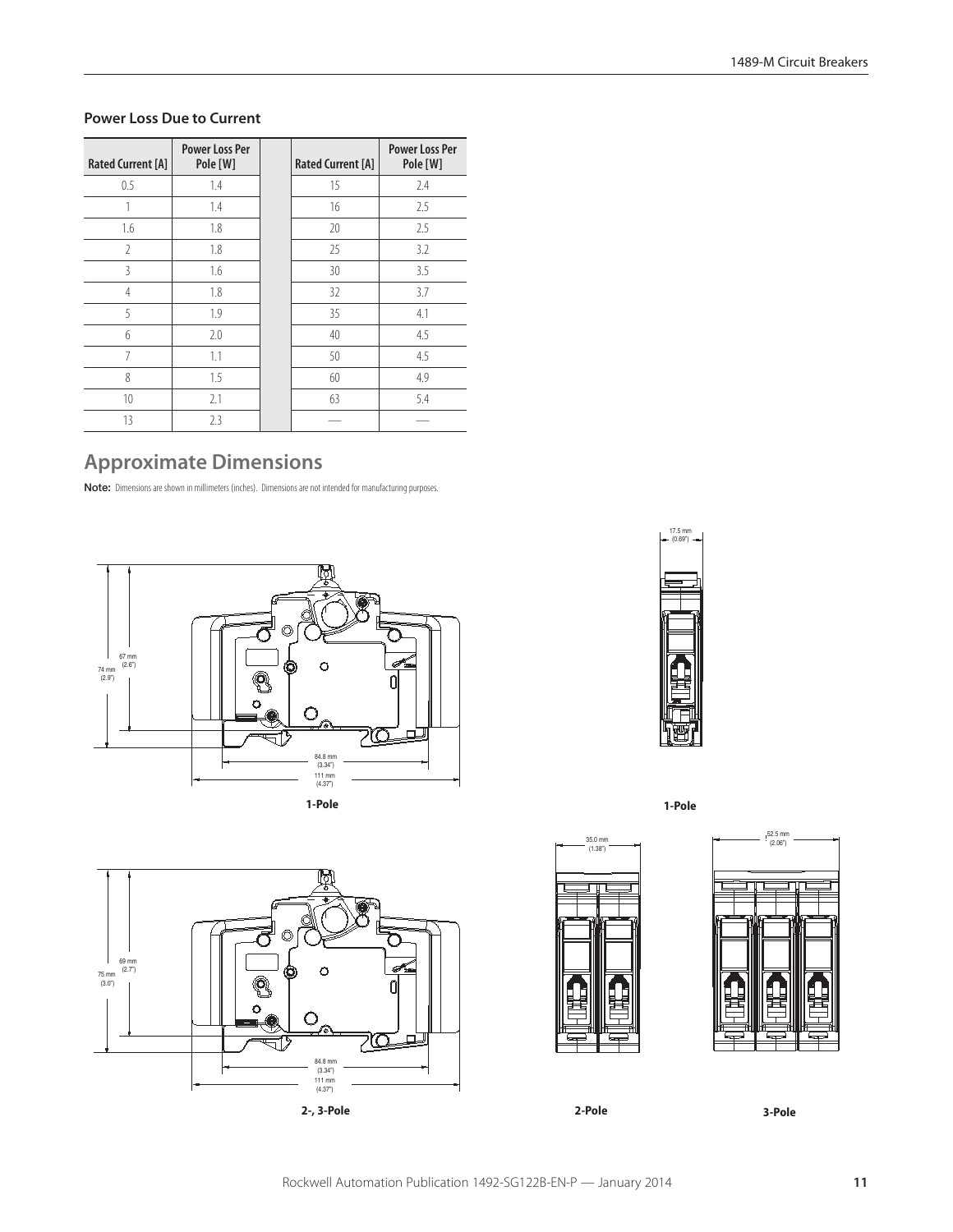### Power Loss Due to Current

| Rated Current [A] | Power Loss Per Pole [W] | Rated Current [A] | Power Loss Per Pole [W] |
|---|---|---|---|
| 0.5 | 1.4 | 15 | 2.4 |
| 1 | 1.4 | 16 | 2.5 |
| 1.6 | 1.8 | 20 | 2.5 |
| 2 | 1.8 | 25 | 3.2 |
| 3 | 1.6 | 30 | 3.5 |
| 4 | 1.8 | 32 | 3.7 |
| 5 | 1.9 | 35 | 4.1 |
| 6 | 2.0 | 40 | 4.5 |
| 7 | 1.1 | 50 | 4.5 |
| 8 | 1.5 | 60 | 4.9 |
| 10 | 2.1 | 63 | 5.4 |
| 13 | 2.3 | — | — |

## Approximate Dimensions

**Note:** Dimensions are shown in millimeters (inches). Dimensions are not intended for manufacturing purposes.

74 mm (2.9")
67 mm (2.6")
84.8 mm (3.34")
111 mm (4.37")

1-Pole

17.5 mm (0.69")

1-Pole

75 mm (3.0")
69 mm (2.7")
84.8 mm (3.34")
111 mm (4.37")

2-, 3-Pole

35.0 mm (1.38")

2-Pole

52.5 mm (2.06")

3-Pole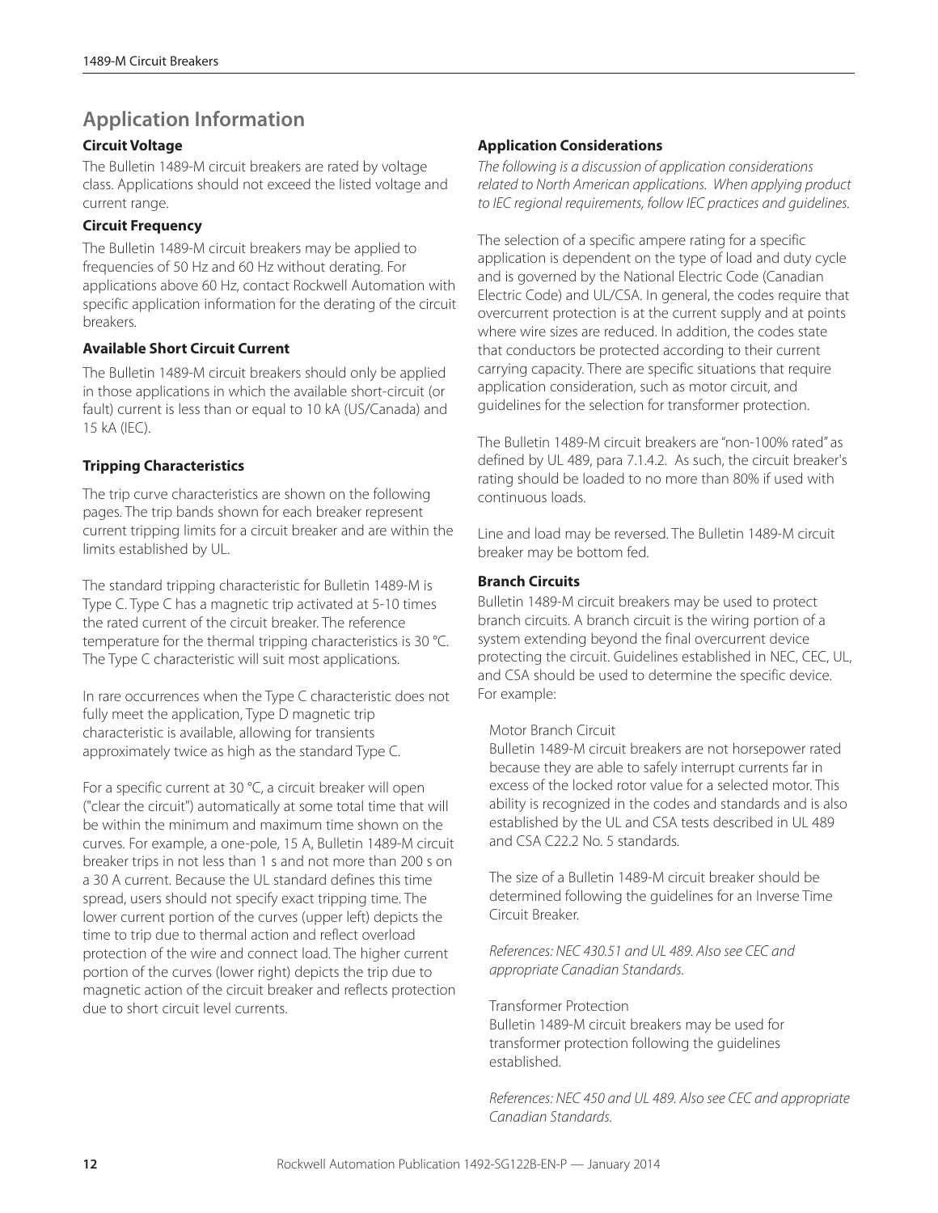## Application Information

### Circuit Voltage

The Bulletin 1489-M circuit breakers are rated by voltage class. Applications should not exceed the listed voltage and current range.

### Circuit Frequency

The Bulletin 1489-M circuit breakers may be applied to frequencies of 50 Hz and 60 Hz without derating. For applications above 60 Hz, contact Rockwell Automation with specific application information for the derating of the circuit breakers.

### Available Short Circuit Current

The Bulletin 1489-M circuit breakers should only be applied in those applications in which the available short-circuit (or fault) current is less than or equal to 10 kA (US/Canada) and 15 kA (IEC).

### Tripping Characteristics

The trip curve characteristics are shown on the following pages. The trip bands shown for each breaker represent current tripping limits for a circuit breaker and are within the limits established by UL.

The standard tripping characteristic for Bulletin 1489-M is Type C. Type C has a magnetic trip activated at 5-10 times the rated current of the circuit breaker. The reference temperature for the thermal tripping characteristics is 30 °C. The Type C characteristic will suit most applications.

In rare occurrences when the Type C characteristic does not fully meet the application, Type D magnetic trip characteristic is available, allowing for transients approximately twice as high as the standard Type C.

For a specific current at 30 °C, a circuit breaker will open ("clear the circuit") automatically at some total time that will be within the minimum and maximum time shown on the curves. For example, a one-pole, 15 A, Bulletin 1489-M circuit breaker trips in not less than 1 s and not more than 200 s on a 30 A current. Because the UL standard defines this time spread, users should not specify exact tripping time. The lower current portion of the curves (upper left) depicts the time to trip due to thermal action and reflect overload protection of the wire and connect load. The higher current portion of the curves (lower right) depicts the trip due to magnetic action of the circuit breaker and reflects protection due to short circuit level currents.

### Application Considerations

*The following is a discussion of application considerations related to North American applications. When applying product to IEC regional requirements, follow IEC practices and guidelines.*

The selection of a specific ampere rating for a specific application is dependent on the type of load and duty cycle and is governed by the National Electric Code (Canadian Electric Code) and UL/CSA. In general, the codes require that overcurrent protection is at the current supply and at points where wire sizes are reduced. In addition, the codes state that conductors be protected according to their current carrying capacity. There are specific situations that require application consideration, such as motor circuit, and guidelines for the selection for transformer protection.

The Bulletin 1489-M circuit breakers are "non-100% rated" as defined by UL 489, para 7.1.4.2. As such, the circuit breaker's rating should be loaded to no more than 80% if used with continuous loads.

Line and load may be reversed. The Bulletin 1489-M circuit breaker may be bottom fed.

### Branch Circuits

Bulletin 1489-M circuit breakers may be used to protect branch circuits. A branch circuit is the wiring portion of a system extending beyond the final overcurrent device protecting the circuit. Guidelines established in NEC, CEC, UL, and CSA should be used to determine the specific device. For example:

Motor Branch Circuit

Bulletin 1489-M circuit breakers are not horsepower rated because they are able to safely interrupt currents far in excess of the locked rotor value for a selected motor. This ability is recognized in the codes and standards and is also established by the UL and CSA tests described in UL 489 and CSA C22.2 No. 5 standards.

The size of a Bulletin 1489-M circuit breaker should be determined following the guidelines for an Inverse Time Circuit Breaker.

*References: NEC 430.51 and UL 489. Also see CEC and appropriate Canadian Standards.*

Transformer Protection

Bulletin 1489-M circuit breakers may be used for transformer protection following the guidelines established.

*References: NEC 450 and UL 489. Also see CEC and appropriate Canadian Standards.*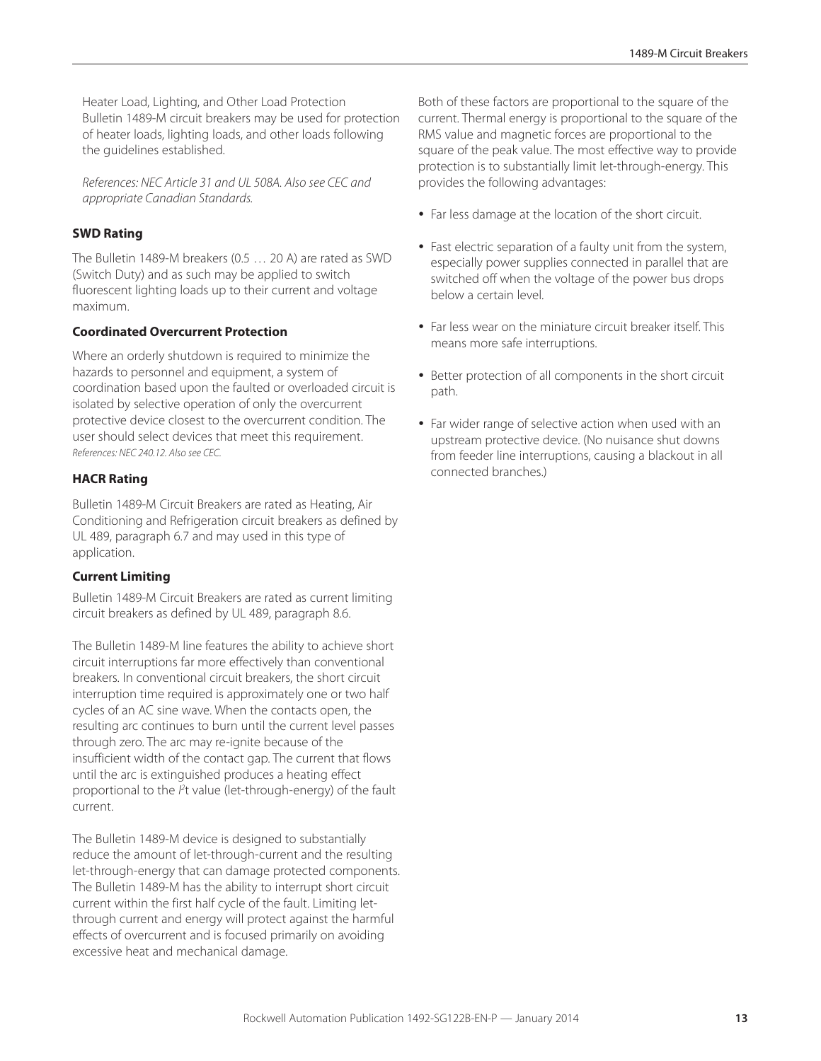Heater Load, Lighting, and Other Load Protection
Bulletin 1489-M circuit breakers may be used for protection of heater loads, lighting loads, and other loads following the guidelines established.

*References: NEC Article 31 and UL 508A. Also see CEC and appropriate Canadian Standards.*

**SWD Rating**

The Bulletin 1489-M breakers (0.5 … 20 A) are rated as SWD (Switch Duty) and as such may be applied to switch fluorescent lighting loads up to their current and voltage maximum.

**Coordinated Overcurrent Protection**

Where an orderly shutdown is required to minimize the hazards to personnel and equipment, a system of coordination based upon the faulted or overloaded circuit is isolated by selective operation of only the overcurrent protective device closest to the overcurrent condition. The user should select devices that meet this requirement.
*References: NEC 240.12. Also see CEC.*

**HACR Rating**

Bulletin 1489-M Circuit Breakers are rated as Heating, Air Conditioning and Refrigeration circuit breakers as defined by UL 489, paragraph 6.7 and may used in this type of application.

**Current Limiting**

Bulletin 1489-M Circuit Breakers are rated as current limiting circuit breakers as defined by UL 489, paragraph 8.6.

The Bulletin 1489-M line features the ability to achieve short circuit interruptions far more effectively than conventional breakers. In conventional circuit breakers, the short circuit interruption time required is approximately one or two half cycles of an AC sine wave. When the contacts open, the resulting arc continues to burn until the current level passes through zero. The arc may re-ignite because of the insufficient width of the contact gap. The current that flows until the arc is extinguished produces a heating effect proportional to the $I^2t$ value (let-through-energy) of the fault current.

The Bulletin 1489-M device is designed to substantially reduce the amount of let-through-current and the resulting let-through-energy that can damage protected components. The Bulletin 1489-M has the ability to interrupt short circuit current within the first half cycle of the fault. Limiting let-through current and energy will protect against the harmful effects of overcurrent and is focused primarily on avoiding excessive heat and mechanical damage.

Both of these factors are proportional to the square of the current. Thermal energy is proportional to the square of the RMS value and magnetic forces are proportional to the square of the peak value. The most effective way to provide protection is to substantially limit let-through-energy. This provides the following advantages:

- Far less damage at the location of the short circuit.
- Fast electric separation of a faulty unit from the system, especially power supplies connected in parallel that are switched off when the voltage of the power bus drops below a certain level.
- Far less wear on the miniature circuit breaker itself. This means more safe interruptions.
- Better protection of all components in the short circuit path.
- Far wider range of selective action when used with an upstream protective device. (No nuisance shut downs from feeder line interruptions, causing a blackout in all connected branches.)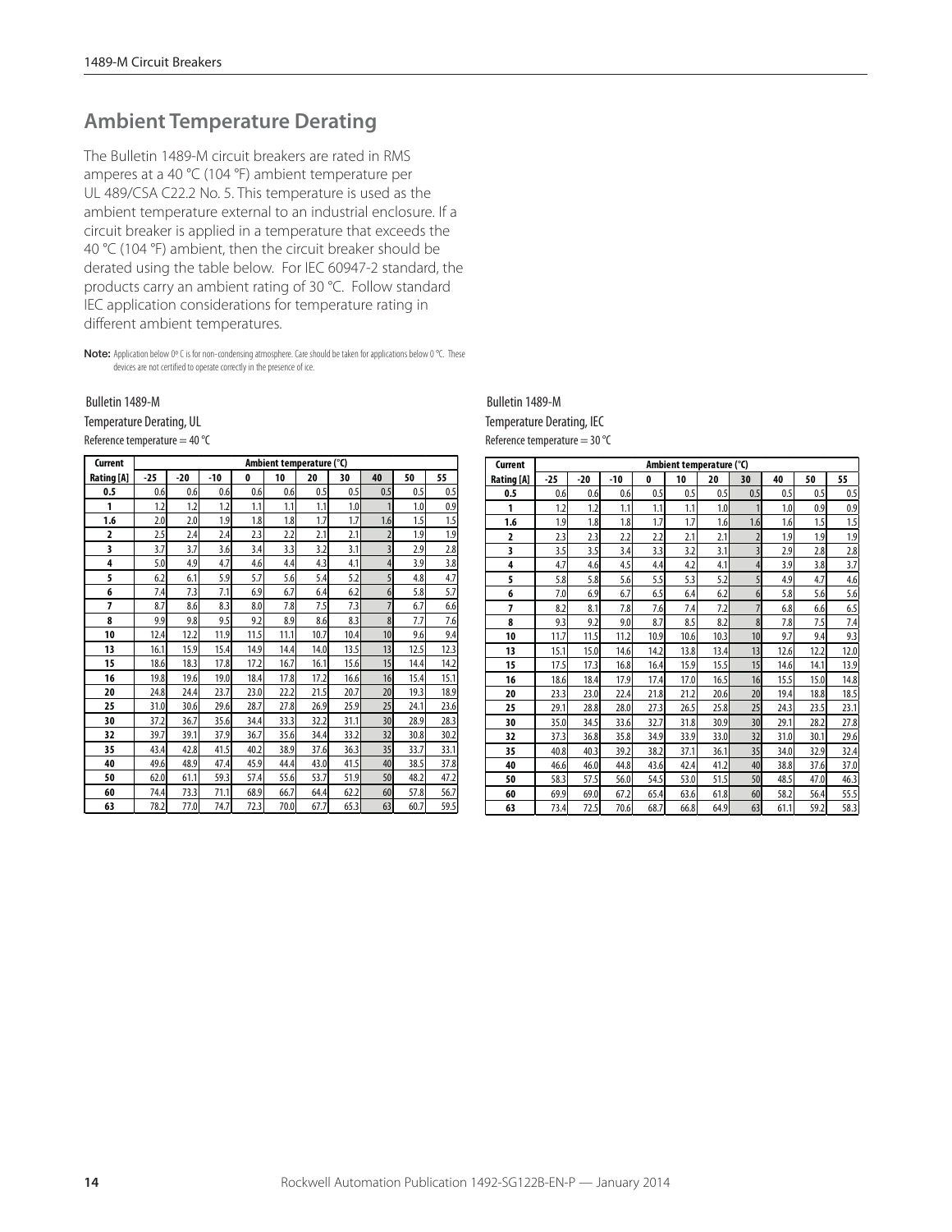## Ambient Temperature Derating

The Bulletin 1489-M circuit breakers are rated in RMS amperes at a 40 °C (104 °F) ambient temperature per UL 489/CSA C22.2 No. 5. This temperature is used as the ambient temperature external to an industrial enclosure. If a circuit breaker is applied in a temperature that exceeds the 40 °C (104 °F) ambient, then the circuit breaker should be derated using the table below. For IEC 60947-2 standard, the products carry an ambient rating of 30 °C. Follow standard IEC application considerations for temperature rating in different ambient temperatures.

**Note:** Application below 0º C is for non-condensing atmosphere. Care should be taken for applications below 0 °C. These devices are not certified to operate correctly in the presence of ice.

Bulletin 1489-M

Temperature Derating, UL

Reference temperature = 40 °C

| Current | Ambient temperature (°C) | | | | | | | | | |
|---|---|---|---|---|---|---|---|---|---|---|
| Rating [A] | -25 | -20 | -10 | 0 | 10 | 20 | 30 | 40 | 50 | 55 |
| 0.5 | 0.6 | 0.6 | 0.6 | 0.6 | 0.6 | 0.5 | 0.5 | 0.5 | 0.5 | 0.5 |
| 1 | 1.2 | 1.2 | 1.2 | 1.1 | 1.1 | 1.1 | 1.0 | 1 | 1.0 | 0.9 |
| 1.6 | 2.0 | 2.0 | 1.9 | 1.8 | 1.8 | 1.7 | 1.7 | 1.6 | 1.5 | 1.5 |
| 2 | 2.5 | 2.4 | 2.4 | 2.3 | 2.2 | 2.1 | 2.1 | 2 | 1.9 | 1.9 |
| 3 | 3.7 | 3.7 | 3.6 | 3.4 | 3.3 | 3.2 | 3.1 | 3 | 2.9 | 2.8 |
| 4 | 5.0 | 4.9 | 4.7 | 4.6 | 4.4 | 4.3 | 4.1 | 4 | 3.9 | 3.8 |
| 5 | 6.2 | 6.1 | 5.9 | 5.7 | 5.6 | 5.4 | 5.2 | 5 | 4.8 | 4.7 |
| 6 | 7.4 | 7.3 | 7.1 | 6.9 | 6.7 | 6.4 | 6.2 | 6 | 5.8 | 5.7 |
| 7 | 8.7 | 8.6 | 8.3 | 8.0 | 7.8 | 7.5 | 7.3 | 7 | 6.7 | 6.6 |
| 8 | 9.9 | 9.8 | 9.5 | 9.2 | 8.9 | 8.6 | 8.3 | 8 | 7.7 | 7.6 |
| 10 | 12.4 | 12.2 | 11.9 | 11.5 | 11.1 | 10.7 | 10.4 | 10 | 9.6 | 9.4 |
| 13 | 16.1 | 15.9 | 15.4 | 14.9 | 14.4 | 14.0 | 13.5 | 13 | 12.5 | 12.3 |
| 15 | 18.6 | 18.3 | 17.8 | 17.2 | 16.7 | 16.1 | 15.6 | 15 | 14.4 | 14.2 |
| 16 | 19.8 | 19.6 | 19.0 | 18.4 | 17.8 | 17.2 | 16.6 | 16 | 15.4 | 15.1 |
| 20 | 24.8 | 24.4 | 23.7 | 23.0 | 22.2 | 21.5 | 20.7 | 20 | 19.3 | 18.9 |
| 25 | 31.0 | 30.6 | 29.6 | 28.7 | 27.8 | 26.9 | 25.9 | 25 | 24.1 | 23.6 |
| 30 | 37.2 | 36.7 | 35.6 | 34.4 | 33.3 | 32.2 | 31.1 | 30 | 28.9 | 28.3 |
| 32 | 39.7 | 39.1 | 37.9 | 36.7 | 35.6 | 34.4 | 33.2 | 32 | 30.8 | 30.2 |
| 35 | 43.4 | 42.8 | 41.5 | 40.2 | 38.9 | 37.6 | 36.3 | 35 | 33.7 | 33.1 |
| 40 | 49.6 | 48.9 | 47.4 | 45.9 | 44.4 | 43.0 | 41.5 | 40 | 38.5 | 37.8 |
| 50 | 62.0 | 61.1 | 59.3 | 57.4 | 55.6 | 53.7 | 51.9 | 50 | 48.2 | 47.2 |
| 60 | 74.4 | 73.3 | 71.1 | 68.9 | 66.7 | 64.4 | 62.2 | 60 | 57.8 | 56.7 |
| 63 | 78.2 | 77.0 | 74.7 | 72.3 | 70.0 | 67.7 | 65.3 | 63 | 60.7 | 59.5 |

Bulletin 1489-M

Temperature Derating, IEC

Reference temperature = 30 °C

| Current | Ambient temperature (°C) | | | | | | | | | |
|---|---|---|---|---|---|---|---|---|---|---|
| Rating [A] | -25 | -20 | -10 | 0 | 10 | 20 | 30 | 40 | 50 | 55 |
| 0.5 | 0.6 | 0.6 | 0.6 | 0.5 | 0.5 | 0.5 | 0.5 | 0.5 | 0.5 | 0.5 |
| 1 | 1.2 | 1.2 | 1.1 | 1.1 | 1.1 | 1.0 | 1 | 1.0 | 0.9 | 0.9 |
| 1.6 | 1.9 | 1.8 | 1.8 | 1.7 | 1.7 | 1.6 | 1.6 | 1.6 | 1.5 | 1.5 |
| 2 | 2.3 | 2.3 | 2.2 | 2.2 | 2.1 | 2.1 | 2 | 1.9 | 1.9 | 1.9 |
| 3 | 3.5 | 3.5 | 3.4 | 3.3 | 3.2 | 3.1 | 3 | 2.9 | 2.8 | 2.8 |
| 4 | 4.7 | 4.6 | 4.5 | 4.4 | 4.2 | 4.1 | 4 | 3.9 | 3.8 | 3.7 |
| 5 | 5.8 | 5.8 | 5.6 | 5.5 | 5.3 | 5.2 | 5 | 4.9 | 4.7 | 4.6 |
| 6 | 7.0 | 6.9 | 6.7 | 6.5 | 6.4 | 6.2 | 6 | 5.8 | 5.6 | 5.6 |
| 7 | 8.2 | 8.1 | 7.8 | 7.6 | 7.4 | 7.2 | 7 | 6.8 | 6.6 | 6.5 |
| 8 | 9.3 | 9.2 | 9.0 | 8.7 | 8.5 | 8.2 | 8 | 7.8 | 7.5 | 7.4 |
| 10 | 11.7 | 11.5 | 11.2 | 10.9 | 10.6 | 10.3 | 10 | 9.7 | 9.4 | 9.3 |
| 13 | 15.1 | 15.0 | 14.6 | 14.2 | 13.8 | 13.4 | 13 | 12.6 | 12.2 | 12.0 |
| 15 | 17.5 | 17.3 | 16.8 | 16.4 | 15.9 | 15.5 | 15 | 14.6 | 14.1 | 13.9 |
| 16 | 18.6 | 18.4 | 17.9 | 17.4 | 17.0 | 16.5 | 16 | 15.5 | 15.0 | 14.8 |
| 20 | 23.3 | 23.0 | 22.4 | 21.8 | 21.2 | 20.6 | 20 | 19.4 | 18.8 | 18.5 |
| 25 | 29.1 | 28.8 | 28.0 | 27.3 | 26.5 | 25.8 | 25 | 24.3 | 23.5 | 23.1 |
| 30 | 35.0 | 34.5 | 33.6 | 32.7 | 31.8 | 30.9 | 30 | 29.1 | 28.2 | 27.8 |
| 32 | 37.3 | 36.8 | 35.8 | 34.9 | 33.9 | 33.0 | 32 | 31.0 | 30.1 | 29.6 |
| 35 | 40.8 | 40.3 | 39.2 | 38.2 | 37.1 | 36.1 | 35 | 34.0 | 32.9 | 32.4 |
| 40 | 46.6 | 46.0 | 44.8 | 43.6 | 42.4 | 41.2 | 40 | 38.8 | 37.6 | 37.0 |
| 50 | 58.3 | 57.5 | 56.0 | 54.5 | 53.0 | 51.5 | 50 | 48.5 | 47.0 | 46.3 |
| 60 | 69.9 | 69.0 | 67.2 | 65.4 | 63.6 | 61.8 | 60 | 58.2 | 56.4 | 55.5 |
| 63 | 73.4 | 72.5 | 70.6 | 68.7 | 66.8 | 64.9 | 63 | 61.1 | 59.2 | 58.3 |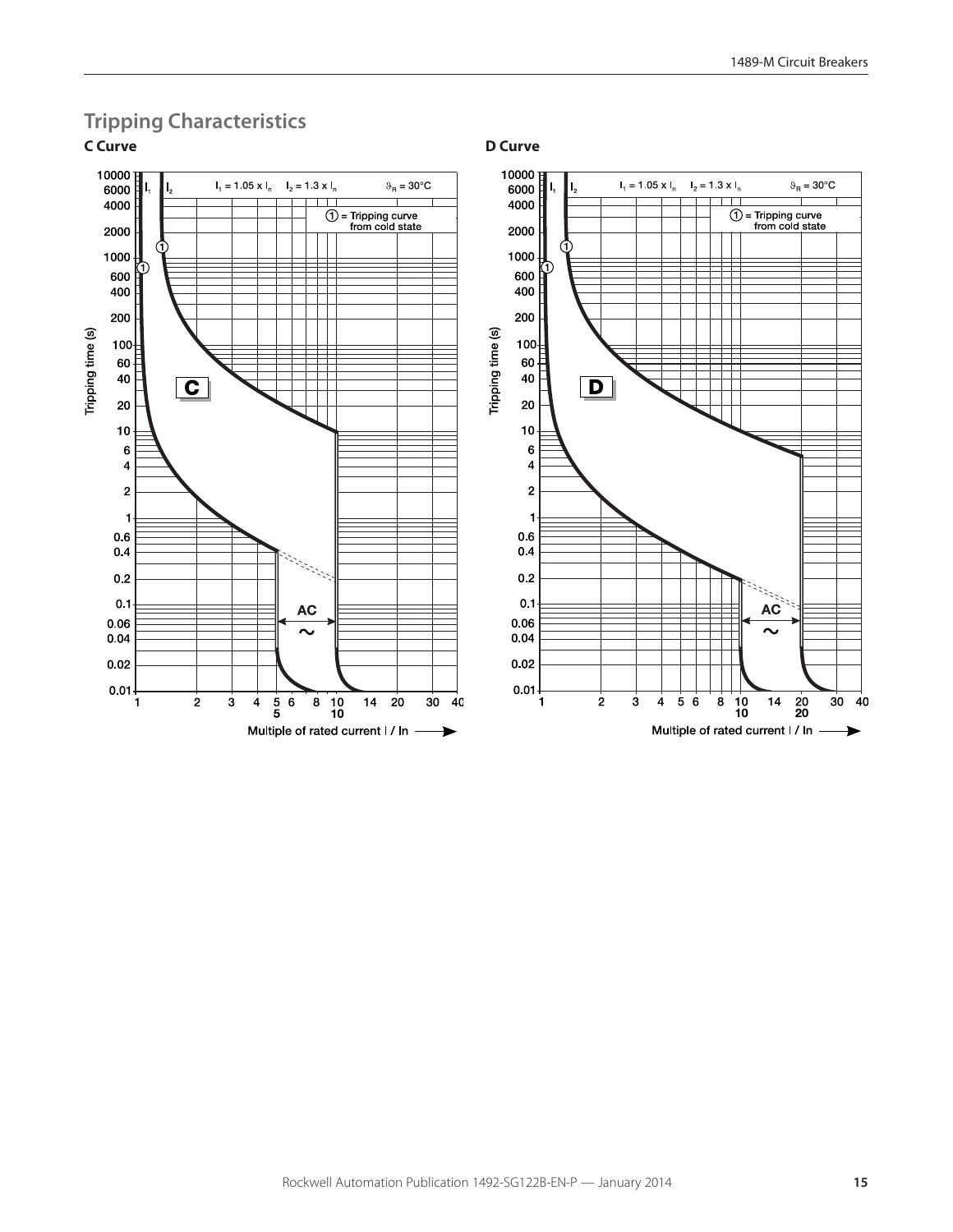## Tripping Characteristics

### C Curve

$I_1 = 1.05 \times I_n$ $I_2 = 1.3 \times I_n$ $\vartheta_R = 30°C$

① = Tripping curve from cold state

$I_1$ $I_2$

C

AC

~

Tripping time (s)

10000
6000
4000
2000
1000
600
400
200
100
60
40
20
10
6
4
2
1
0.6
0.4
0.2
0.1
0.06
0.04
0.02
0.01

1 2 3 4 5 6 8 10 14 20 30 40

5 10

Multiple of rated current I / In

### D Curve

$I_1 = 1.05 \times I_n$ $I_2 = 1.3 \times I_n$ $\vartheta_R = 30°C$

① = Tripping curve from cold state

$I_1$ $I_2$

D

AC

~

Tripping time (s)

10000
6000
4000
2000
1000
600
400
200
100
60
40
20
10
6
4
2
1
0.6
0.4
0.2
0.1
0.06
0.04
0.02
0.01

1 2 3 4 5 6 8 10 14 20 30 40

10 20

Multiple of rated current I / In